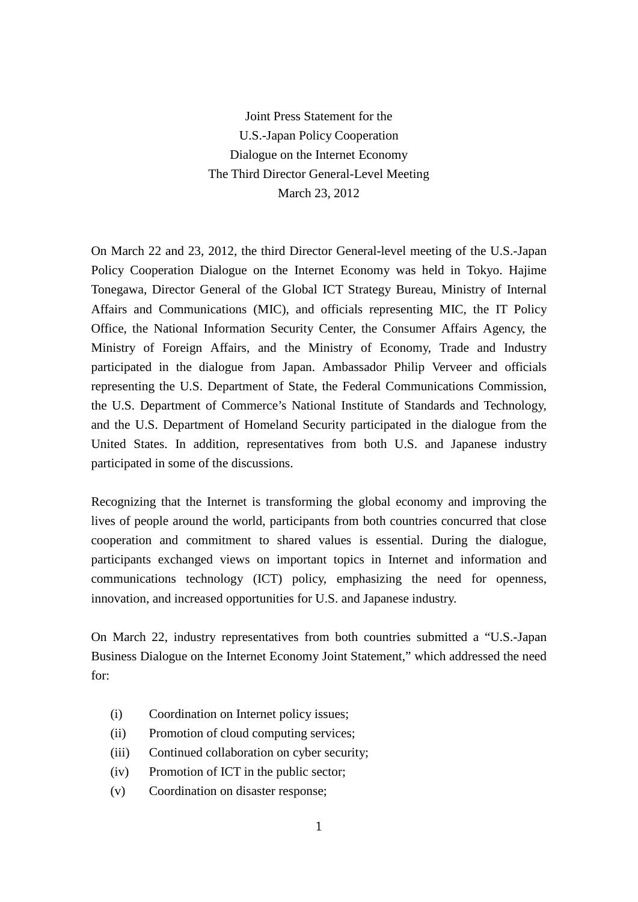# Joint Press Statement for the U.S.-Japan Policy Cooperation Dialogue on the Internet Economy The Third Director General-Level Meeting March 23, 2012

On March 22 and 23, 2012, the third Director General-level meeting of the U.S.-Japan Policy Cooperation Dialogue on the Internet Economy was held in Tokyo. Hajime Tonegawa, Director General of the Global ICT Strategy Bureau, Ministry of Internal Affairs and Communications (MIC), and officials representing MIC, the IT Policy Office, the National Information Security Center, the Consumer Affairs Agency, the Ministry of Foreign Affairs, and the Ministry of Economy, Trade and Industry participated in the dialogue from Japan. Ambassador Philip Verveer and officials representing the U.S. Department of State, the Federal Communications Commission, the U.S. Department of Commerce's National Institute of Standards and Technology, and the U.S. Department of Homeland Security participated in the dialogue from the United States. In addition, representatives from both U.S. and Japanese industry participated in some of the discussions.

Recognizing that the Internet is transforming the global economy and improving the lives of people around the world, participants from both countries concurred that close cooperation and commitment to shared values is essential. During the dialogue, participants exchanged views on important topics in Internet and information and communications technology (ICT) policy, emphasizing the need for openness, innovation, and increased opportunities for U.S. and Japanese industry.

On March 22, industry representatives from both countries submitted a "U.S.-Japan Business Dialogue on the Internet Economy Joint Statement," which addressed the need for:

- (i) Coordination on Internet policy issues;
- (ii) Promotion of cloud computing services;
- (iii) Continued collaboration on cyber security;
- (iv) Promotion of ICT in the public sector;
- (v) Coordination on disaster response;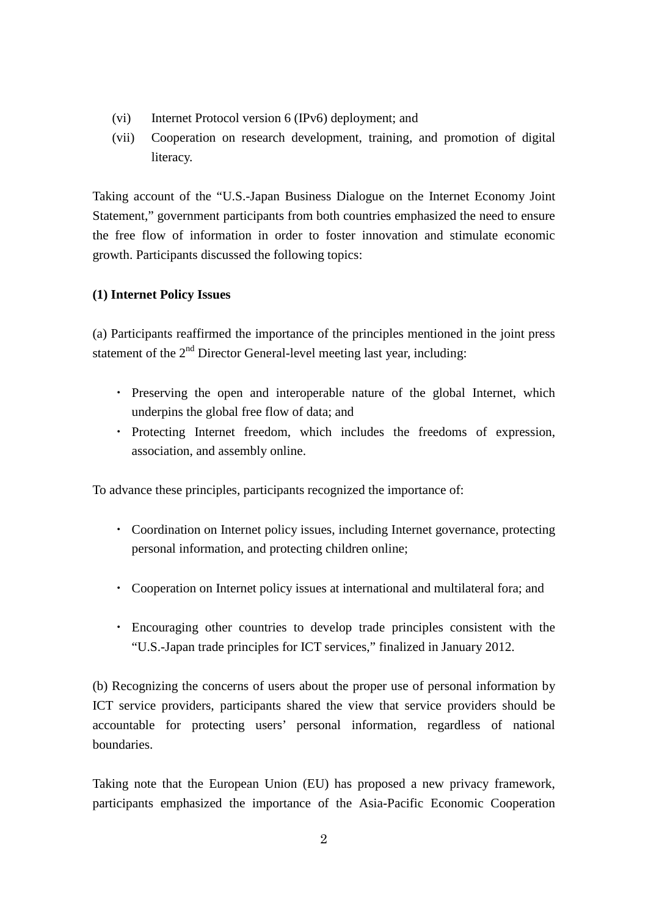(vi) Internet Protocol version 6 (IPv6) deployment; and

(vii) Cooperation on research development, training, and promotion of digital literacy.

Taking account of the "U.S.-Japan Business Dialogue on the Internet Economy Joint Statement," government participants from both countries emphasized the need to ensure the free flow of information in order to foster innovation and stimulate economic growth. Participants discussed the following topics:

**(1) Internet Policy Issues**

(a) Participants reaffirmed the importance of the principles mentioned in the joint press statement of the 2nd Director General-level meeting last year, including:

- Preserving the open and interoperable nature of the global Internet, which underpins the global free flow of data; and
- Protecting Internet freedom, which includes the freedoms of expression, association, and assembly online.

To advance these principles, participants recognized the importance of:

- Coordination on Internet policy issues, including Internet governance, protecting personal information, and protecting children online;

- Cooperation on Internet policy issues at international and multilateral fora; and

- Encouraging other countries to develop trade principles consistent with the "U.S.-Japan trade principles for ICT services," finalized in January 2012.

(b) Recognizing the concerns of users about the proper use of personal information by ICT service providers, participants shared the view that service providers should be accountable for protecting users' personal information, regardless of national boundaries.

Taking note that the European Union (EU) has proposed a new privacy framework, participants emphasized the importance of the Asia-Pacific Economic Cooperation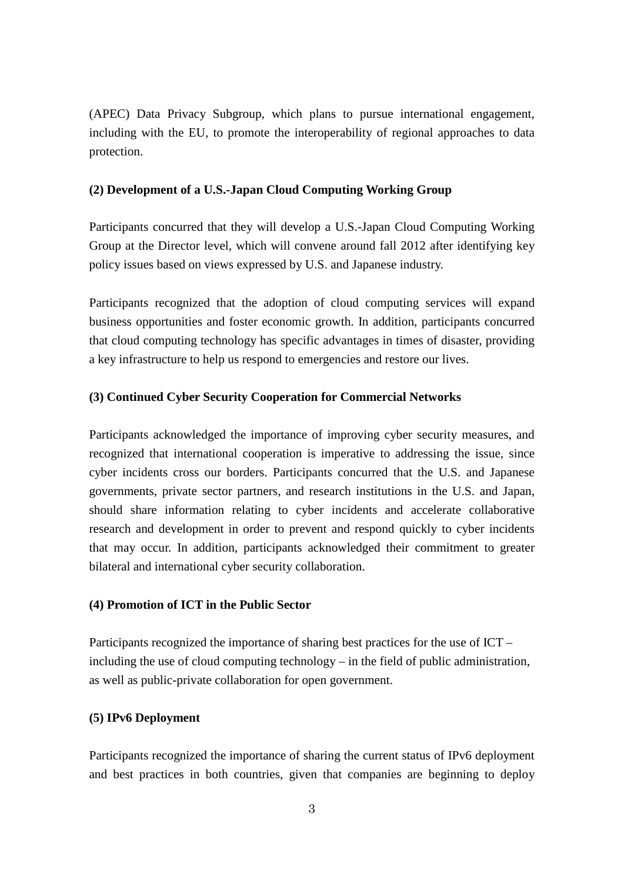(APEC) Data Privacy Subgroup, which plans to pursue international engagement, including with the EU, to promote the interoperability of regional approaches to data protection.

**(2) Development of a U.S.-Japan Cloud Computing Working Group**

Participants concurred that they will develop a U.S.-Japan Cloud Computing Working Group at the Director level, which will convene around fall 2012 after identifying key policy issues based on views expressed by U.S. and Japanese industry.

Participants recognized that the adoption of cloud computing services will expand business opportunities and foster economic growth. In addition, participants concurred that cloud computing technology has specific advantages in times of disaster, providing a key infrastructure to help us respond to emergencies and restore our lives.

**(3) Continued Cyber Security Cooperation for Commercial Networks**

Participants acknowledged the importance of improving cyber security measures, and recognized that international cooperation is imperative to addressing the issue, since cyber incidents cross our borders. Participants concurred that the U.S. and Japanese governments, private sector partners, and research institutions in the U.S. and Japan, should share information relating to cyber incidents and accelerate collaborative research and development in order to prevent and respond quickly to cyber incidents that may occur. In addition, participants acknowledged their commitment to greater bilateral and international cyber security collaboration.

**(4) Promotion of ICT in the Public Sector**

Participants recognized the importance of sharing best practices for the use of ICT – including the use of cloud computing technology – in the field of public administration, as well as public-private collaboration for open government.

**(5) IPv6 Deployment**

Participants recognized the importance of sharing the current status of IPv6 deployment and best practices in both countries, given that companies are beginning to deploy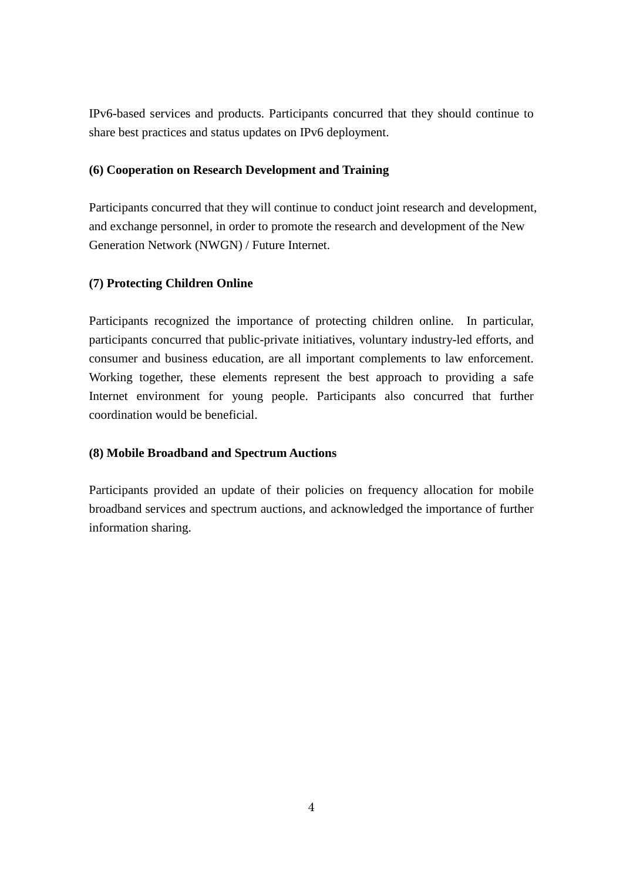IPv6-based services and products. Participants concurred that they should continue to share best practices and status updates on IPv6 deployment.

**(6) Cooperation on Research Development and Training**

Participants concurred that they will continue to conduct joint research and development, and exchange personnel, in order to promote the research and development of the New Generation Network (NWGN) / Future Internet.

**(7) Protecting Children Online**

Participants recognized the importance of protecting children online. In particular, participants concurred that public-private initiatives, voluntary industry-led efforts, and consumer and business education, are all important complements to law enforcement. Working together, these elements represent the best approach to providing a safe Internet environment for young people. Participants also concurred that further coordination would be beneficial.

**(8) Mobile Broadband and Spectrum Auctions**

Participants provided an update of their policies on frequency allocation for mobile broadband services and spectrum auctions, and acknowledged the importance of further information sharing.